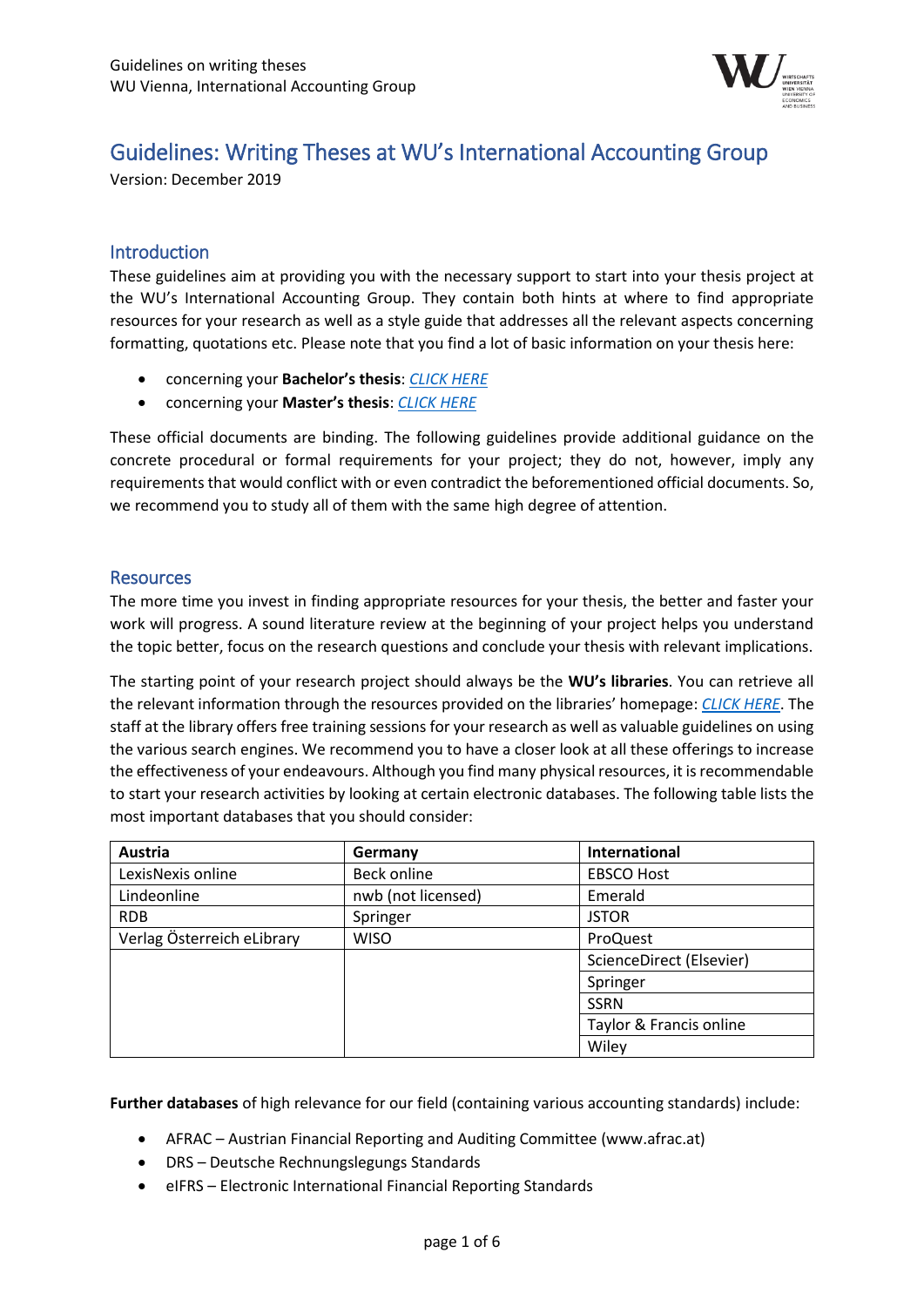# Guidelines: Writing Theses at WU's International Accounting Group

Version: December 2019

## Introduction

These guidelines aim at providing you with the necessary support to start into your thesis project at the WU's International Accounting Group. They contain both hints at where to find appropriate resources for your research as well as a style guide that addresses all the relevant aspects concerning formatting, quotations etc. Please note that you find a lot of basic information on your thesis here:

- concerning your **Bachelor's thesis**: *CLICK HERE*
- concerning your **Master's thesis**: *CLICK HERE*

These official documents are binding. The following guidelines provide additional guidance on the concrete procedural or formal requirements for your project; they do not, however, imply any requirements that would conflict with or even contradict the beforementioned official documents. So, we recommend you to study all of them with the same high degree of attention.

## Resources

The more time you invest in finding appropriate resources for your thesis, the better and faster your work will progress. A sound literature review at the beginning of your project helps you understand the topic better, focus on the research questions and conclude your thesis with relevant implications.

The starting point of your research project should always be the **WU's libraries**. You can retrieve all the relevant information through the resources provided on the libraries' homepage: *CLICK HERE*. The staff at the library offers free training sessions for your research as well as valuable guidelines on using the various search engines. We recommend you to have a closer look at all these offerings to increase the effectiveness of your endeavours. Although you find many physical resources, it is recommendable to start your research activities by looking at certain electronic databases. The following table lists the most important databases that you should consider:

| Austria | Germany | International |
|---|---|---|
| LexisNexis online | Beck online | EBSCO Host |
| Lindeonline | nwb (not licensed) | Emerald |
| RDB | Springer | JSTOR |
| Verlag Österreich eLibrary | WISO | ProQuest |
| | | ScienceDirect (Elsevier) |
| | | Springer |
| | | SSRN |
| | | Taylor & Francis online |
| | | Wiley |

**Further databases** of high relevance for our field (containing various accounting standards) include:

- AFRAC – Austrian Financial Reporting and Auditing Committee (www.afrac.at)
- DRS – Deutsche Rechnungslegungs Standards
- eIFRS – Electronic International Financial Reporting Standards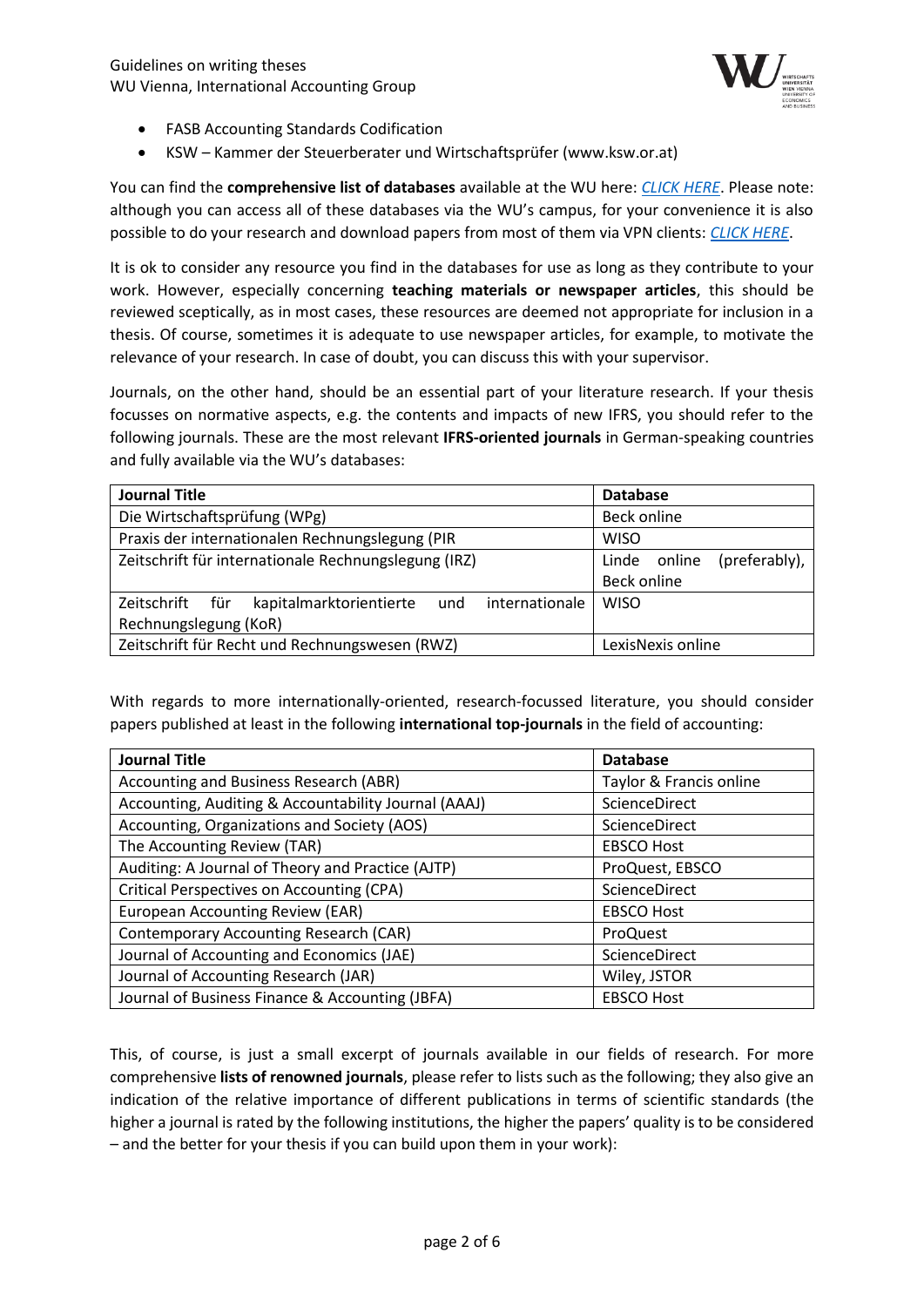- FASB Accounting Standards Codification
- KSW – Kammer der Steuerberater und Wirtschaftsprüfer (www.ksw.or.at)

You can find the **comprehensive list of databases** available at the WU here: *CLICK HERE*. Please note: although you can access all of these databases via the WU's campus, for your convenience it is also possible to do your research and download papers from most of them via VPN clients: *CLICK HERE*.

It is ok to consider any resource you find in the databases for use as long as they contribute to your work. However, especially concerning **teaching materials or newspaper articles**, this should be reviewed sceptically, as in most cases, these resources are deemed not appropriate for inclusion in a thesis. Of course, sometimes it is adequate to use newspaper articles, for example, to motivate the relevance of your research. In case of doubt, you can discuss this with your supervisor.

Journals, on the other hand, should be an essential part of your literature research. If your thesis focusses on normative aspects, e.g. the contents and impacts of new IFRS, you should refer to the following journals. These are the most relevant **IFRS-oriented journals** in German-speaking countries and fully available via the WU's databases:

| Journal Title | Database |
| --- | --- |
| Die Wirtschaftsprüfung (WPg) | Beck online |
| Praxis der internationalen Rechnungslegung (PIR | WISO |
| Zeitschrift für internationale Rechnungslegung (IRZ) | Linde online (preferably), Beck online |
| Zeitschrift für kapitalmarktorientierte und internationale Rechnungslegung (KoR) | WISO |
| Zeitschrift für Recht und Rechnungswesen (RWZ) | LexisNexis online |

With regards to more internationally-oriented, research-focussed literature, you should consider papers published at least in the following **international top-journals** in the field of accounting:

| Journal Title | Database |
| --- | --- |
| Accounting and Business Research (ABR) | Taylor & Francis online |
| Accounting, Auditing & Accountability Journal (AAAJ) | ScienceDirect |
| Accounting, Organizations and Society (AOS) | ScienceDirect |
| The Accounting Review (TAR) | EBSCO Host |
| Auditing: A Journal of Theory and Practice (AJTP) | ProQuest, EBSCO |
| Critical Perspectives on Accounting (CPA) | ScienceDirect |
| European Accounting Review (EAR) | EBSCO Host |
| Contemporary Accounting Research (CAR) | ProQuest |
| Journal of Accounting and Economics (JAE) | ScienceDirect |
| Journal of Accounting Research (JAR) | Wiley, JSTOR |
| Journal of Business Finance & Accounting (JBFA) | EBSCO Host |

This, of course, is just a small excerpt of journals available in our fields of research. For more comprehensive **lists of renowned journals**, please refer to lists such as the following; they also give an indication of the relative importance of different publications in terms of scientific standards (the higher a journal is rated by the following institutions, the higher the papers' quality is to be considered – and the better for your thesis if you can build upon them in your work):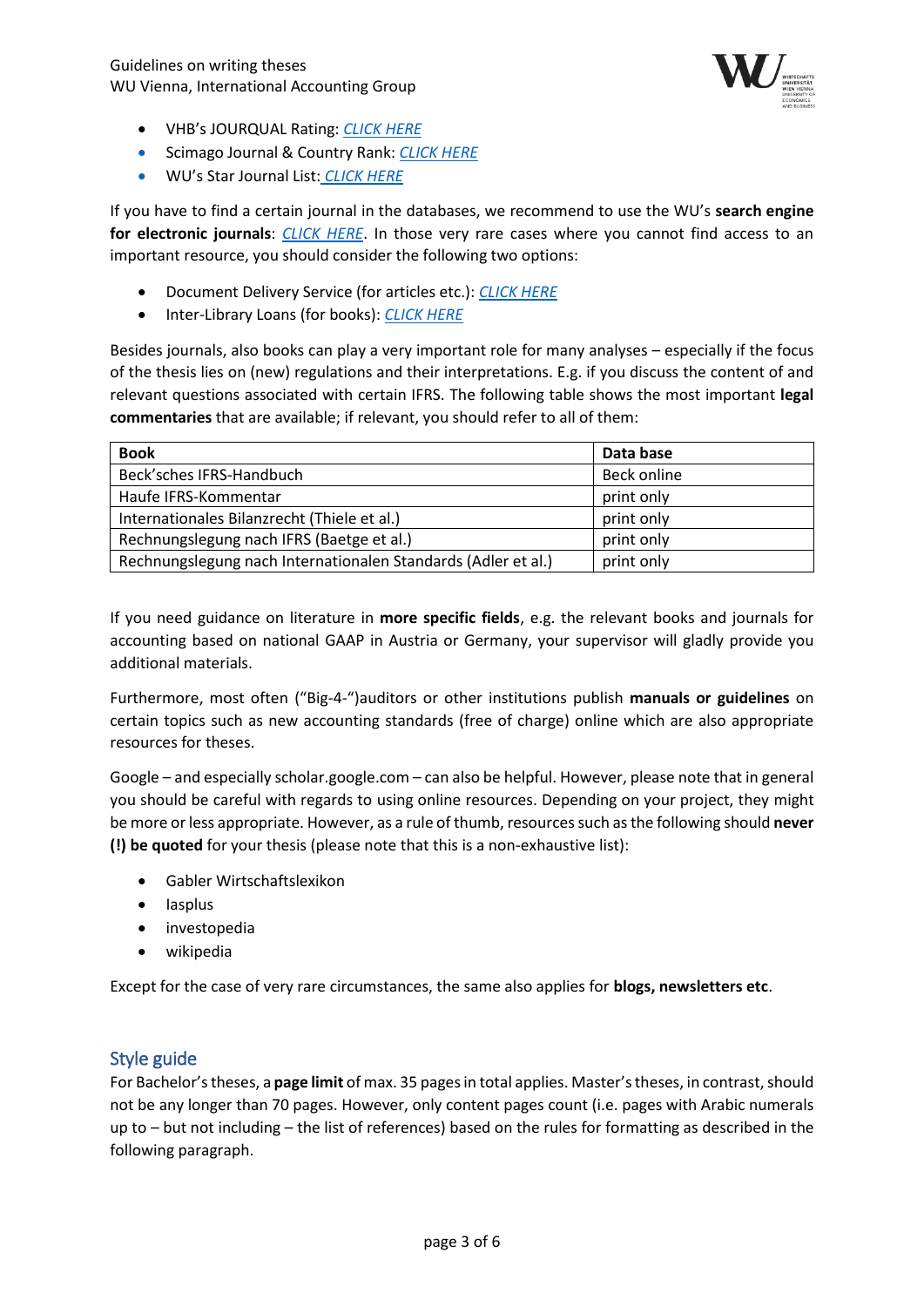- VHB's JOURQUAL Rating: *CLICK HERE*
- Scimago Journal & Country Rank: *CLICK HERE*
- WU's Star Journal List: *CLICK HERE*

If you have to find a certain journal in the databases, we recommend to use the WU's **search engine for electronic journals**: *CLICK HERE*. In those very rare cases where you cannot find access to an important resource, you should consider the following two options:

- Document Delivery Service (for articles etc.): *CLICK HERE*
- Inter-Library Loans (for books): *CLICK HERE*

Besides journals, also books can play a very important role for many analyses – especially if the focus of the thesis lies on (new) regulations and their interpretations. E.g. if you discuss the content of and relevant questions associated with certain IFRS. The following table shows the most important **legal commentaries** that are available; if relevant, you should refer to all of them:

| Book | Data base |
|---|---|
| Beck'sches IFRS-Handbuch | Beck online |
| Haufe IFRS-Kommentar | print only |
| Internationales Bilanzrecht (Thiele et al.) | print only |
| Rechnungslegung nach IFRS (Baetge et al.) | print only |
| Rechnungslegung nach Internationalen Standards (Adler et al.) | print only |

If you need guidance on literature in **more specific fields**, e.g. the relevant books and journals for accounting based on national GAAP in Austria or Germany, your supervisor will gladly provide you additional materials.

Furthermore, most often ("Big-4-")auditors or other institutions publish **manuals or guidelines** on certain topics such as new accounting standards (free of charge) online which are also appropriate resources for theses.

Google – and especially scholar.google.com – can also be helpful. However, please note that in general you should be careful with regards to using online resources. Depending on your project, they might be more or less appropriate. However, as a rule of thumb, resources such as the following should **never (!) be quoted** for your thesis (please note that this is a non-exhaustive list):

- Gabler Wirtschaftslexikon
- Iasplus
- investopedia
- wikipedia

Except for the case of very rare circumstances, the same also applies for **blogs, newsletters etc**.

## Style guide

For Bachelor's theses, a **page limit** of max. 35 pages in total applies. Master's theses, in contrast, should not be any longer than 70 pages. However, only content pages count (i.e. pages with Arabic numerals up to – but not including – the list of references) based on the rules for formatting as described in the following paragraph.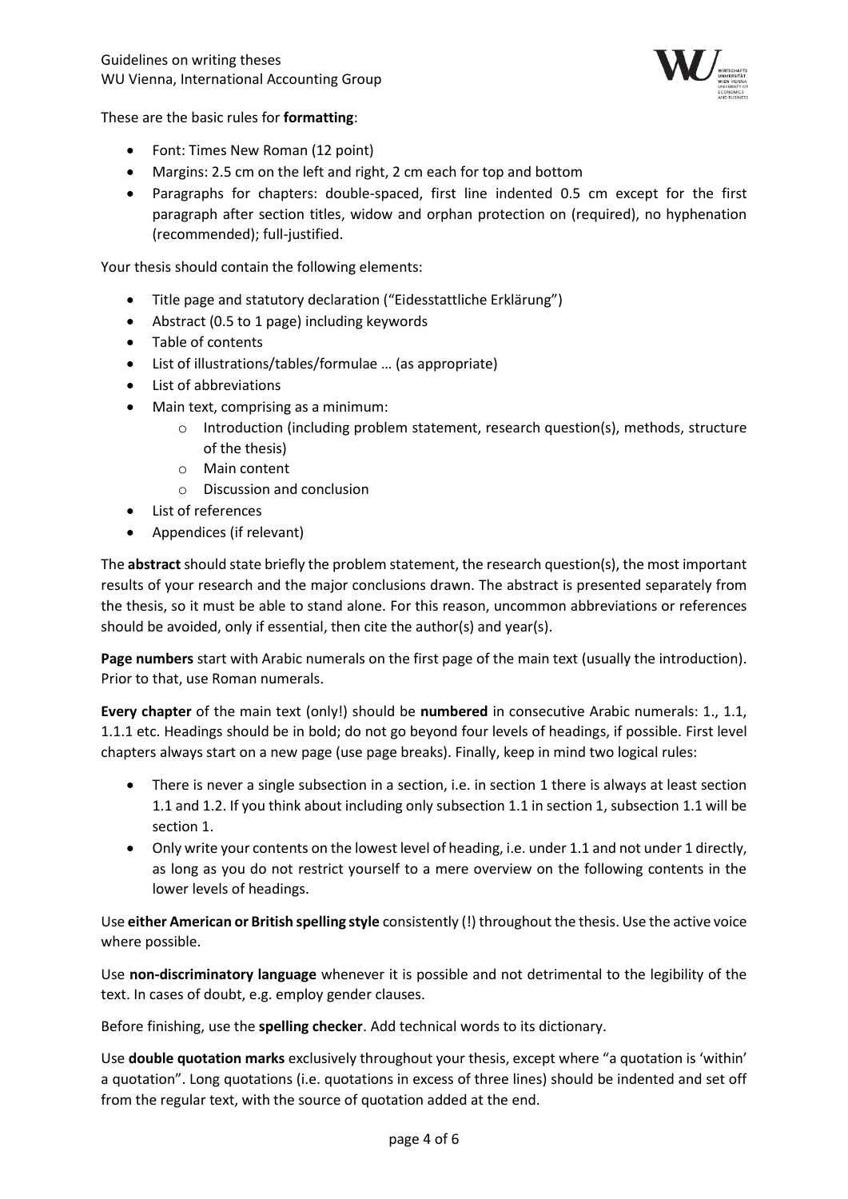These are the basic rules for **formatting**:

- Font: Times New Roman (12 point)
- Margins: 2.5 cm on the left and right, 2 cm each for top and bottom
- Paragraphs for chapters: double-spaced, first line indented 0.5 cm except for the first paragraph after section titles, widow and orphan protection on (required), no hyphenation (recommended); full-justified.

Your thesis should contain the following elements:

- Title page and statutory declaration ("Eidesstattliche Erklärung")
- Abstract (0.5 to 1 page) including keywords
- Table of contents
- List of illustrations/tables/formulae … (as appropriate)
- List of abbreviations
- Main text, comprising as a minimum:
  - Introduction (including problem statement, research question(s), methods, structure of the thesis)
  - Main content
  - Discussion and conclusion
- List of references
- Appendices (if relevant)

The **abstract** should state briefly the problem statement, the research question(s), the most important results of your research and the major conclusions drawn. The abstract is presented separately from the thesis, so it must be able to stand alone. For this reason, uncommon abbreviations or references should be avoided, only if essential, then cite the author(s) and year(s).

**Page numbers** start with Arabic numerals on the first page of the main text (usually the introduction). Prior to that, use Roman numerals.

**Every chapter** of the main text (only!) should be **numbered** in consecutive Arabic numerals: 1., 1.1, 1.1.1 etc. Headings should be in bold; do not go beyond four levels of headings, if possible. First level chapters always start on a new page (use page breaks). Finally, keep in mind two logical rules:

- There is never a single subsection in a section, i.e. in section 1 there is always at least section 1.1 and 1.2. If you think about including only subsection 1.1 in section 1, subsection 1.1 will be section 1.
- Only write your contents on the lowest level of heading, i.e. under 1.1 and not under 1 directly, as long as you do not restrict yourself to a mere overview on the following contents in the lower levels of headings.

Use **either American or British spelling style** consistently (!) throughout the thesis. Use the active voice where possible.

Use **non-discriminatory language** whenever it is possible and not detrimental to the legibility of the text. In cases of doubt, e.g. employ gender clauses.

Before finishing, use the **spelling checker**. Add technical words to its dictionary.

Use **double quotation marks** exclusively throughout your thesis, except where "a quotation is 'within' a quotation". Long quotations (i.e. quotations in excess of three lines) should be indented and set off from the regular text, with the source of quotation added at the end.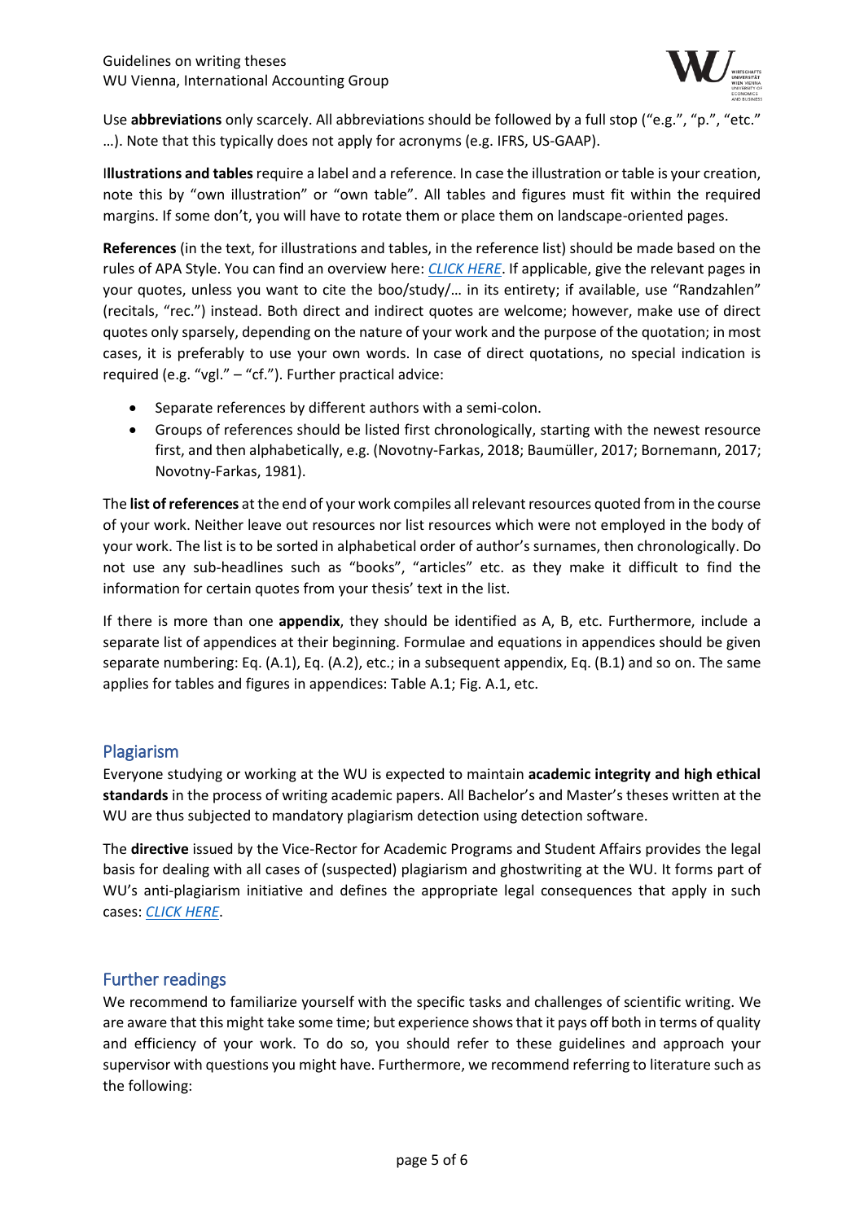Use **abbreviations** only scarcely. All abbreviations should be followed by a full stop ("e.g.", "p.", "etc." …). Note that this typically does not apply for acronyms (e.g. IFRS, US-GAAP).

I**llustrations and tables** require a label and a reference. In case the illustration or table is your creation, note this by "own illustration" or "own table". All tables and figures must fit within the required margins. If some don't, you will have to rotate them or place them on landscape-oriented pages.

**References** (in the text, for illustrations and tables, in the reference list) should be made based on the rules of APA Style. You can find an overview here: *CLICK HERE*. If applicable, give the relevant pages in your quotes, unless you want to cite the boo/study/… in its entirety; if available, use "Randzahlen" (recitals, "rec.") instead. Both direct and indirect quotes are welcome; however, make use of direct quotes only sparsely, depending on the nature of your work and the purpose of the quotation; in most cases, it is preferably to use your own words. In case of direct quotations, no special indication is required (e.g. "vgl." – "cf."). Further practical advice:

- Separate references by different authors with a semi-colon.
- Groups of references should be listed first chronologically, starting with the newest resource first, and then alphabetically, e.g. (Novotny-Farkas, 2018; Baumüller, 2017; Bornemann, 2017; Novotny-Farkas, 1981).

The **list of references** at the end of your work compiles all relevant resources quoted from in the course of your work. Neither leave out resources nor list resources which were not employed in the body of your work. The list is to be sorted in alphabetical order of author's surnames, then chronologically. Do not use any sub-headlines such as "books", "articles" etc. as they make it difficult to find the information for certain quotes from your thesis' text in the list.

If there is more than one **appendix**, they should be identified as A, B, etc. Furthermore, include a separate list of appendices at their beginning. Formulae and equations in appendices should be given separate numbering: Eq. (A.1), Eq. (A.2), etc.; in a subsequent appendix, Eq. (B.1) and so on. The same applies for tables and figures in appendices: Table A.1; Fig. A.1, etc.

## Plagiarism

Everyone studying or working at the WU is expected to maintain **academic integrity and high ethical standards** in the process of writing academic papers. All Bachelor's and Master's theses written at the WU are thus subjected to mandatory plagiarism detection using detection software.

The **directive** issued by the Vice-Rector for Academic Programs and Student Affairs provides the legal basis for dealing with all cases of (suspected) plagiarism and ghostwriting at the WU. It forms part of WU's anti-plagiarism initiative and defines the appropriate legal consequences that apply in such cases: *CLICK HERE*.

## Further readings

We recommend to familiarize yourself with the specific tasks and challenges of scientific writing. We are aware that this might take some time; but experience shows that it pays off both in terms of quality and efficiency of your work. To do so, you should refer to these guidelines and approach your supervisor with questions you might have. Furthermore, we recommend referring to literature such as the following: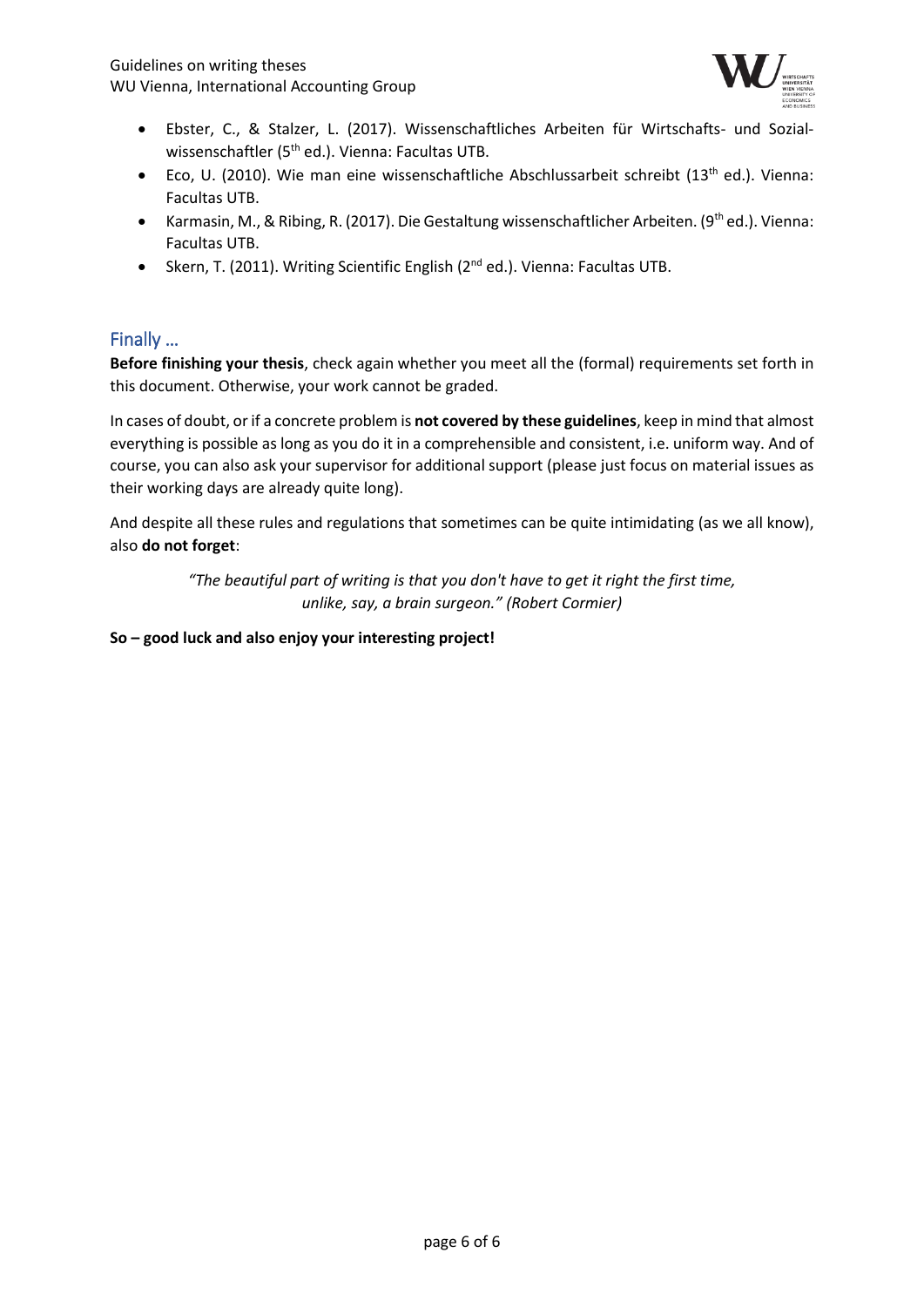- Ebster, C., & Stalzer, L. (2017). Wissenschaftliches Arbeiten für Wirtschafts- und Sozialwissenschaftler (5th ed.). Vienna: Facultas UTB.
- Eco, U. (2010). Wie man eine wissenschaftliche Abschlussarbeit schreibt (13th ed.). Vienna: Facultas UTB.
- Karmasin, M., & Ribing, R. (2017). Die Gestaltung wissenschaftlicher Arbeiten. (9th ed.). Vienna: Facultas UTB.
- Skern, T. (2011). Writing Scientific English (2nd ed.). Vienna: Facultas UTB.

## Finally …

**Before finishing your thesis**, check again whether you meet all the (formal) requirements set forth in this document. Otherwise, your work cannot be graded.

In cases of doubt, or if a concrete problem is **not covered by these guidelines**, keep in mind that almost everything is possible as long as you do it in a comprehensible and consistent, i.e. uniform way. And of course, you can also ask your supervisor for additional support (please just focus on material issues as their working days are already quite long).

And despite all these rules and regulations that sometimes can be quite intimidating (as we all know), also **do not forget**:

*"The beautiful part of writing is that you don't have to get it right the first time, unlike, say, a brain surgeon." (Robert Cormier)*

**So – good luck and also enjoy your interesting project!**